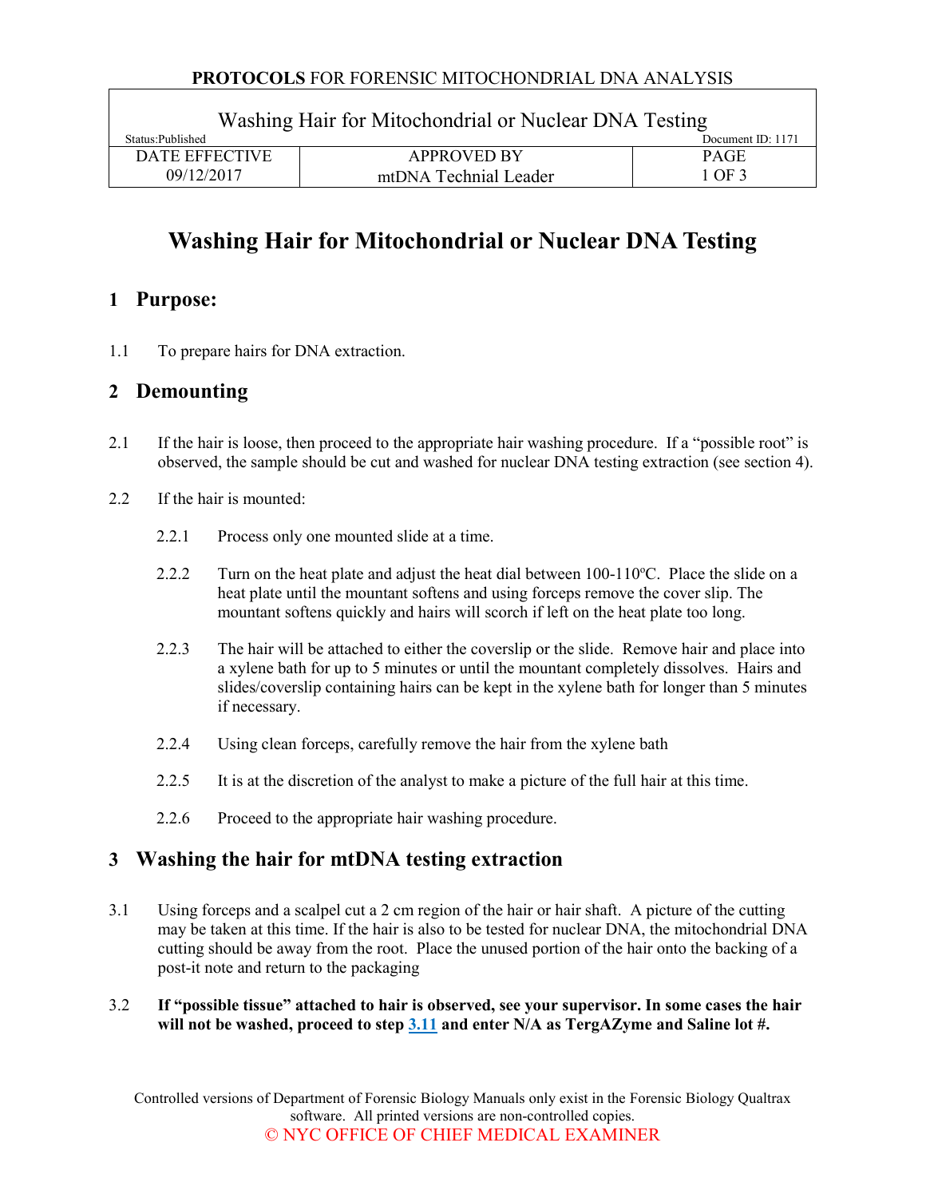# Washing Hair for Mitochondrial or Nuclear DNA Testing

## 1 Purpose:

1.1 To prepare hairs for DNA extraction.

## 2 Demounting

2.1 If the hair is loose, then proceed to the appropriate hair washing procedure. If a "possible root" is observed, the sample should be cut and washed for nuclear DNA testing extraction (see section 4).

2.2 If the hair is mounted:

2.2.1 Process only one mounted slide at a time.

2.2.2 Turn on the heat plate and adjust the heat dial between 100-110ºC. Place the slide on a heat plate until the mountant softens and using forceps remove the cover slip. The mountant softens quickly and hairs will scorch if left on the heat plate too long.

2.2.3 The hair will be attached to either the coverslip or the slide. Remove hair and place into a xylene bath for up to 5 minutes or until the mountant completely dissolves. Hairs and slides/coverslip containing hairs can be kept in the xylene bath for longer than 5 minutes if necessary.

2.2.4 Using clean forceps, carefully remove the hair from the xylene bath

2.2.5 It is at the discretion of the analyst to make a picture of the full hair at this time.

2.2.6 Proceed to the appropriate hair washing procedure.

## 3 Washing the hair for mtDNA testing extraction

3.1 Using forceps and a scalpel cut a 2 cm region of the hair or hair shaft. A picture of the cutting may be taken at this time. If the hair is also to be tested for nuclear DNA, the mitochondrial DNA cutting should be away from the root. Place the unused portion of the hair onto the backing of a post-it note and return to the packaging

3.2 **If "possible tissue" attached to hair is observed, see your supervisor. In some cases the hair will not be washed, proceed to step 3.11 and enter N/A as TergAZyme and Saline lot #.**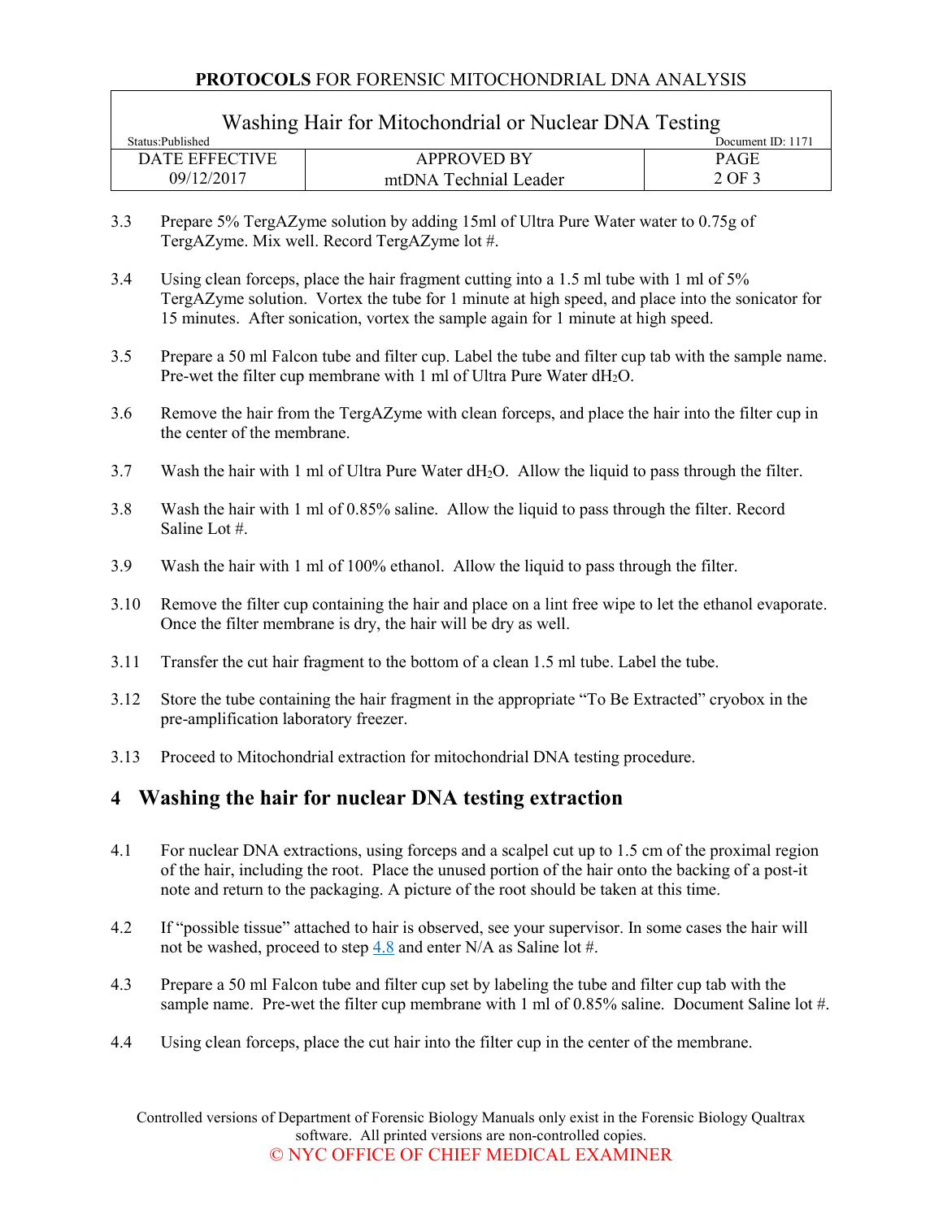3.3 Prepare 5% TergAZyme solution by adding 15ml of Ultra Pure Water water to 0.75g of TergAZyme. Mix well. Record TergAZyme lot #.

3.4 Using clean forceps, place the hair fragment cutting into a 1.5 ml tube with 1 ml of 5% TergAZyme solution. Vortex the tube for 1 minute at high speed, and place into the sonicator for 15 minutes. After sonication, vortex the sample again for 1 minute at high speed.

3.5 Prepare a 50 ml Falcon tube and filter cup. Label the tube and filter cup tab with the sample name. Pre-wet the filter cup membrane with 1 ml of Ultra Pure Water $dH_2O$.

3.6 Remove the hair from the TergAZyme with clean forceps, and place the hair into the filter cup in the center of the membrane.

3.7 Wash the hair with 1 ml of Ultra Pure Water $dH_2O$. Allow the liquid to pass through the filter.

3.8 Wash the hair with 1 ml of 0.85% saline. Allow the liquid to pass through the filter. Record Saline Lot #.

3.9 Wash the hair with 1 ml of 100% ethanol. Allow the liquid to pass through the filter.

3.10 Remove the filter cup containing the hair and place on a lint free wipe to let the ethanol evaporate. Once the filter membrane is dry, the hair will be dry as well.

3.11 Transfer the cut hair fragment to the bottom of a clean 1.5 ml tube. Label the tube.

3.12 Store the tube containing the hair fragment in the appropriate "To Be Extracted" cryobox in the pre-amplification laboratory freezer.

3.13 Proceed to Mitochondrial extraction for mitochondrial DNA testing procedure.

## 4 Washing the hair for nuclear DNA testing extraction

4.1 For nuclear DNA extractions, using forceps and a scalpel cut up to 1.5 cm of the proximal region of the hair, including the root. Place the unused portion of the hair onto the backing of a post-it note and return to the packaging. A picture of the root should be taken at this time.

4.2 If "possible tissue" attached to hair is observed, see your supervisor. In some cases the hair will not be washed, proceed to step 4.8 and enter N/A as Saline lot #.

4.3 Prepare a 50 ml Falcon tube and filter cup set by labeling the tube and filter cup tab with the sample name. Pre-wet the filter cup membrane with 1 ml of 0.85% saline. Document Saline lot #.

4.4 Using clean forceps, place the cut hair into the filter cup in the center of the membrane.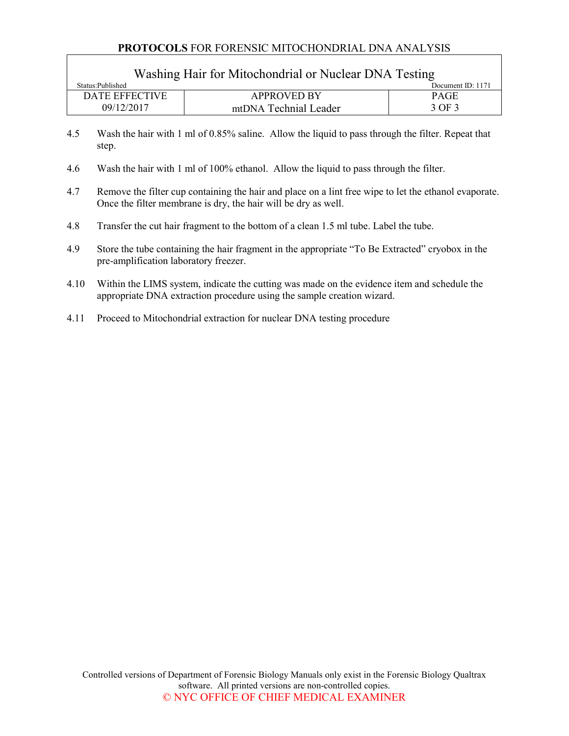4.5 Wash the hair with 1 ml of 0.85% saline. Allow the liquid to pass through the filter. Repeat that step.

4.6 Wash the hair with 1 ml of 100% ethanol. Allow the liquid to pass through the filter.

4.7 Remove the filter cup containing the hair and place on a lint free wipe to let the ethanol evaporate. Once the filter membrane is dry, the hair will be dry as well.

4.8 Transfer the cut hair fragment to the bottom of a clean 1.5 ml tube. Label the tube.

4.9 Store the tube containing the hair fragment in the appropriate "To Be Extracted" cryobox in the pre-amplification laboratory freezer.

4.10 Within the LIMS system, indicate the cutting was made on the evidence item and schedule the appropriate DNA extraction procedure using the sample creation wizard.

4.11 Proceed to Mitochondrial extraction for nuclear DNA testing procedure